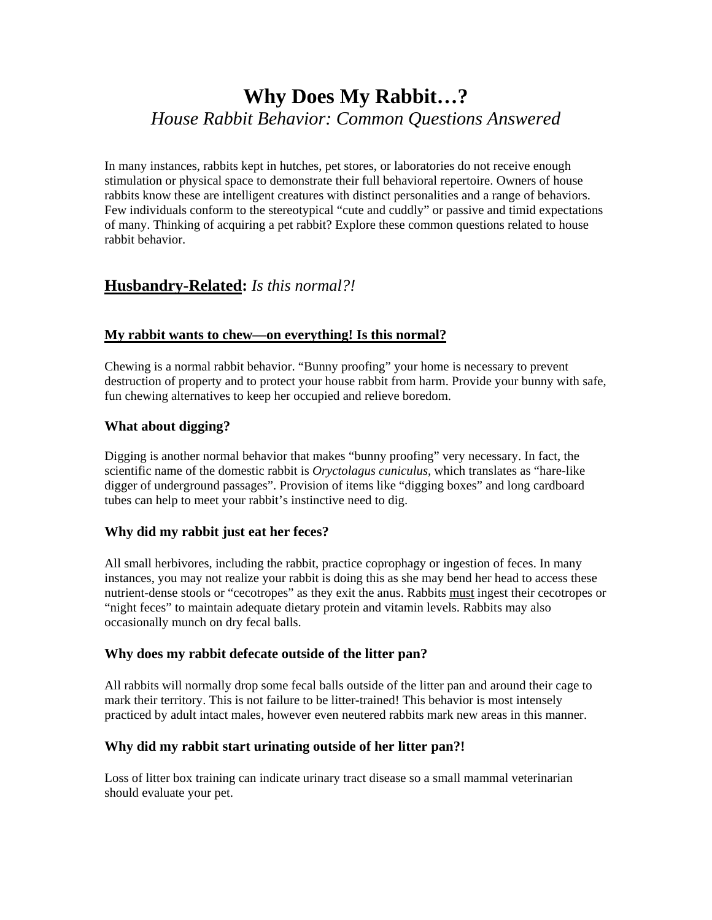# Why Does My Rabbit…?

*House Rabbit Behavior: Common Questions Answered*

In many instances, rabbits kept in hutches, pet stores, or laboratories do not receive enough stimulation or physical space to demonstrate their full behavioral repertoire. Owners of house rabbits know these are intelligent creatures with distinct personalities and a range of behaviors. Few individuals conform to the stereotypical "cute and cuddly" or passive and timid expectations of many. Thinking of acquiring a pet rabbit? Explore these common questions related to house rabbit behavior.

## Husbandry-Related: *Is this normal?!*

### My rabbit wants to chew—on everything! Is this normal?

Chewing is a normal rabbit behavior. "Bunny proofing" your home is necessary to prevent destruction of property and to protect your house rabbit from harm. Provide your bunny with safe, fun chewing alternatives to keep her occupied and relieve boredom.

### What about digging?

Digging is another normal behavior that makes "bunny proofing" very necessary. In fact, the scientific name of the domestic rabbit is *Oryctolagus cuniculus*, which translates as "hare-like digger of underground passages". Provision of items like "digging boxes" and long cardboard tubes can help to meet your rabbit's instinctive need to dig.

### Why did my rabbit just eat her feces?

All small herbivores, including the rabbit, practice coprophagy or ingestion of feces. In many instances, you may not realize your rabbit is doing this as she may bend her head to access these nutrient-dense stools or "cecotropes" as they exit the anus. Rabbits <u>must</u> ingest their cecotropes or "night feces" to maintain adequate dietary protein and vitamin levels. Rabbits may also occasionally munch on dry fecal balls.

### Why does my rabbit defecate outside of the litter pan?

All rabbits will normally drop some fecal balls outside of the litter pan and around their cage to mark their territory. This is not failure to be litter-trained! This behavior is most intensely practiced by adult intact males, however even neutered rabbits mark new areas in this manner.

### Why did my rabbit start urinating outside of her litter pan?!

Loss of litter box training can indicate urinary tract disease so a small mammal veterinarian should evaluate your pet.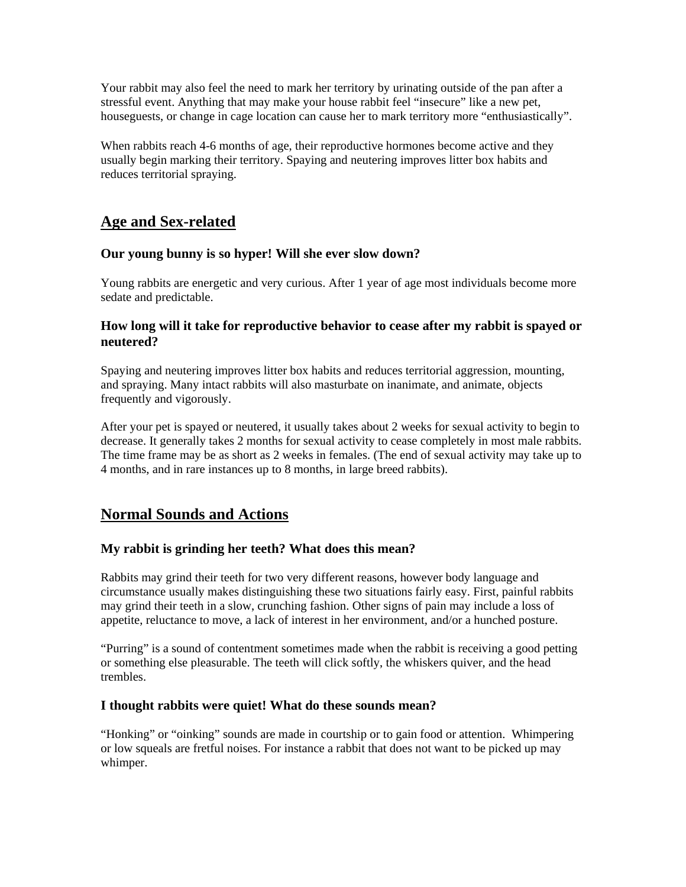Your rabbit may also feel the need to mark her territory by urinating outside of the pan after a stressful event. Anything that may make your house rabbit feel "insecure" like a new pet, houseguests, or change in cage location can cause her to mark territory more "enthusiastically".

When rabbits reach 4-6 months of age, their reproductive hormones become active and they usually begin marking their territory. Spaying and neutering improves litter box habits and reduces territorial spraying.

## Age and Sex-related

### Our young bunny is so hyper! Will she ever slow down?

Young rabbits are energetic and very curious. After 1 year of age most individuals become more sedate and predictable.

### How long will it take for reproductive behavior to cease after my rabbit is spayed or neutered?

Spaying and neutering improves litter box habits and reduces territorial aggression, mounting, and spraying. Many intact rabbits will also masturbate on inanimate, and animate, objects frequently and vigorously.

After your pet is spayed or neutered, it usually takes about 2 weeks for sexual activity to begin to decrease. It generally takes 2 months for sexual activity to cease completely in most male rabbits. The time frame may be as short as 2 weeks in females. (The end of sexual activity may take up to 4 months, and in rare instances up to 8 months, in large breed rabbits).

## Normal Sounds and Actions

### My rabbit is grinding her teeth? What does this mean?

Rabbits may grind their teeth for two very different reasons, however body language and circumstance usually makes distinguishing these two situations fairly easy. First, painful rabbits may grind their teeth in a slow, crunching fashion. Other signs of pain may include a loss of appetite, reluctance to move, a lack of interest in her environment, and/or a hunched posture.

"Purring" is a sound of contentment sometimes made when the rabbit is receiving a good petting or something else pleasurable. The teeth will click softly, the whiskers quiver, and the head trembles.

### I thought rabbits were quiet! What do these sounds mean?

"Honking" or "oinking" sounds are made in courtship or to gain food or attention. Whimpering or low squeals are fretful noises. For instance a rabbit that does not want to be picked up may whimper.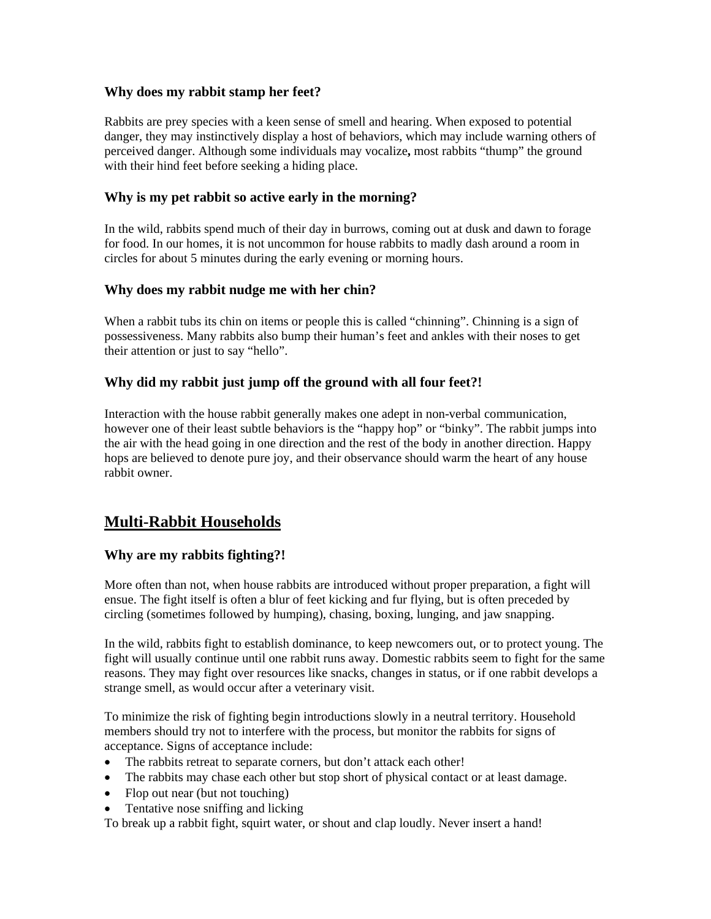### Why does my rabbit stamp her feet?

Rabbits are prey species with a keen sense of smell and hearing. When exposed to potential danger, they may instinctively display a host of behaviors, which may include warning others of perceived danger. Although some individuals may vocalize**,** most rabbits "thump" the ground with their hind feet before seeking a hiding place.

### Why is my pet rabbit so active early in the morning?

In the wild, rabbits spend much of their day in burrows, coming out at dusk and dawn to forage for food. In our homes, it is not uncommon for house rabbits to madly dash around a room in circles for about 5 minutes during the early evening or morning hours.

### Why does my rabbit nudge me with her chin?

When a rabbit tubs its chin on items or people this is called "chinning". Chinning is a sign of possessiveness. Many rabbits also bump their human's feet and ankles with their noses to get their attention or just to say "hello".

### Why did my rabbit just jump off the ground with all four feet?!

Interaction with the house rabbit generally makes one adept in non-verbal communication, however one of their least subtle behaviors is the "happy hop" or "binky". The rabbit jumps into the air with the head going in one direction and the rest of the body in another direction. Happy hops are believed to denote pure joy, and their observance should warm the heart of any house rabbit owner.

## Multi-Rabbit Households

### Why are my rabbits fighting?!

More often than not, when house rabbits are introduced without proper preparation, a fight will ensue. The fight itself is often a blur of feet kicking and fur flying, but is often preceded by circling (sometimes followed by humping), chasing, boxing, lunging, and jaw snapping.

In the wild, rabbits fight to establish dominance, to keep newcomers out, or to protect young. The fight will usually continue until one rabbit runs away. Domestic rabbits seem to fight for the same reasons. They may fight over resources like snacks, changes in status, or if one rabbit develops a strange smell, as would occur after a veterinary visit.

To minimize the risk of fighting begin introductions slowly in a neutral territory. Household members should try not to interfere with the process, but monitor the rabbits for signs of acceptance. Signs of acceptance include:

- The rabbits retreat to separate corners, but don't attack each other!
- The rabbits may chase each other but stop short of physical contact or at least damage.
- Flop out near (but not touching)
- Tentative nose sniffing and licking

To break up a rabbit fight, squirt water, or shout and clap loudly. Never insert a hand!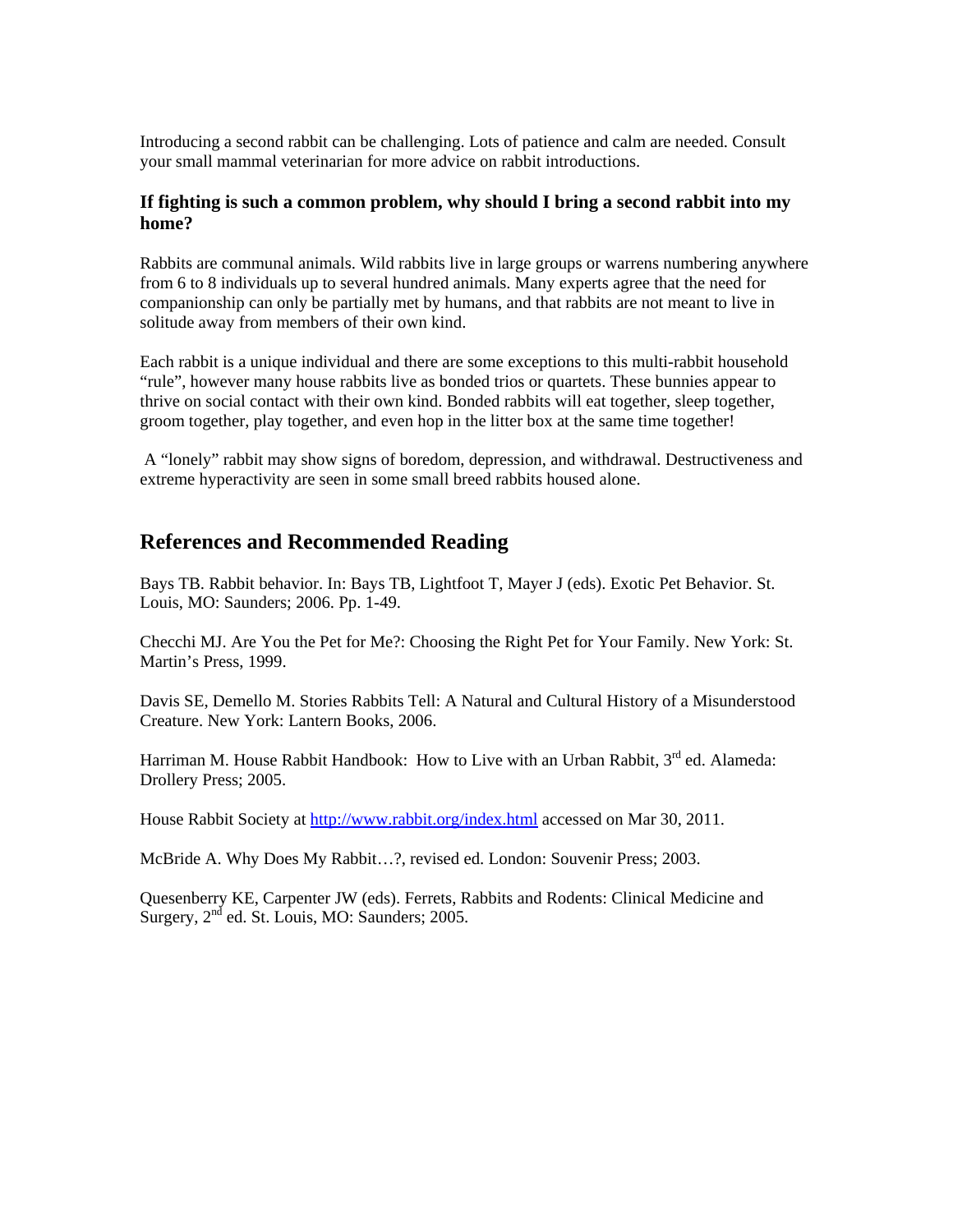Introducing a second rabbit can be challenging. Lots of patience and calm are needed. Consult your small mammal veterinarian for more advice on rabbit introductions.

### If fighting is such a common problem, why should I bring a second rabbit into my home?

Rabbits are communal animals. Wild rabbits live in large groups or warrens numbering anywhere from 6 to 8 individuals up to several hundred animals. Many experts agree that the need for companionship can only be partially met by humans, and that rabbits are not meant to live in solitude away from members of their own kind.

Each rabbit is a unique individual and there are some exceptions to this multi-rabbit household "rule", however many house rabbits live as bonded trios or quartets. These bunnies appear to thrive on social contact with their own kind. Bonded rabbits will eat together, sleep together, groom together, play together, and even hop in the litter box at the same time together!

A "lonely" rabbit may show signs of boredom, depression, and withdrawal. Destructiveness and extreme hyperactivity are seen in some small breed rabbits housed alone.

## References and Recommended Reading

Bays TB. Rabbit behavior. In: Bays TB, Lightfoot T, Mayer J (eds). Exotic Pet Behavior. St. Louis, MO: Saunders; 2006. Pp. 1-49.

Checchi MJ. Are You the Pet for Me?: Choosing the Right Pet for Your Family. New York: St. Martin's Press, 1999.

Davis SE, Demello M. Stories Rabbits Tell: A Natural and Cultural History of a Misunderstood Creature. New York: Lantern Books, 2006.

Harriman M. House Rabbit Handbook: How to Live with an Urban Rabbit, 3rd ed. Alameda: Drollery Press; 2005.

House Rabbit Society at [http://www.rabbit.org/index.html](http://www.rabbit.org/index.html) accessed on Mar 30, 2011.

McBride A. Why Does My Rabbit…?, revised ed. London: Souvenir Press; 2003.

Quesenberry KE, Carpenter JW (eds). Ferrets, Rabbits and Rodents: Clinical Medicine and Surgery, 2nd ed. St. Louis, MO: Saunders; 2005.